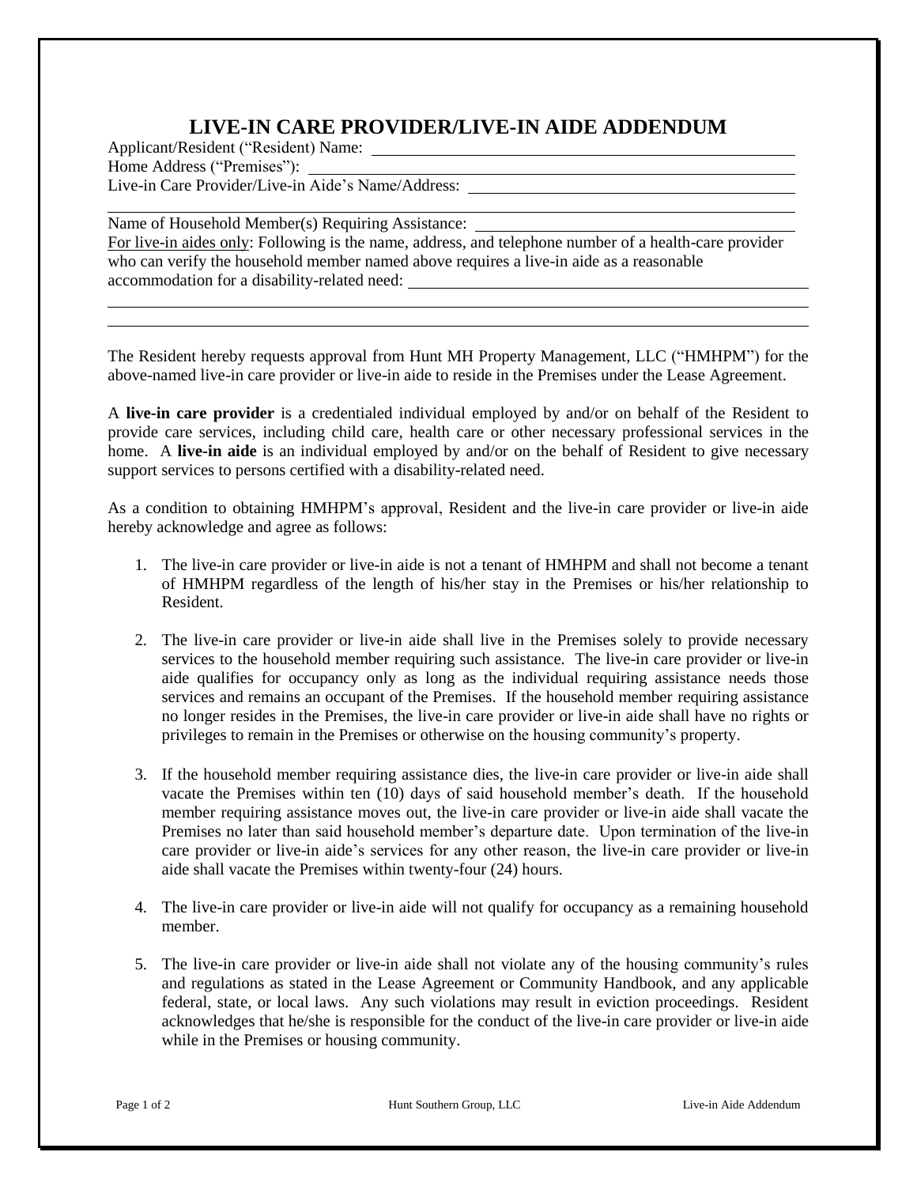# LIVE-IN CARE PROVIDER/LIVE-IN AIDE ADDENDUM

Applicant/Resident ("Resident) Name: ______________________________

Home Address ("Premises"): ______________________________

Live-in Care Provider/Live-in Aide's Name/Address: ______________________________

______________________________

Name of Household Member(s) Requiring Assistance: ______________________________

For live-in aides only: Following is the name, address, and telephone number of a health-care provider who can verify the household member named above requires a live-in aide as a reasonable accommodation for a disability-related need: ______________________________

______________________________

______________________________

The Resident hereby requests approval from Hunt MH Property Management, LLC ("HMHPM") for the above-named live-in care provider or live-in aide to reside in the Premises under the Lease Agreement.

A **live-in care provider** is a credentialed individual employed by and/or on behalf of the Resident to provide care services, including child care, health care or other necessary professional services in the home. A **live-in aide** is an individual employed by and/or on the behalf of Resident to give necessary support services to persons certified with a disability-related need.

As a condition to obtaining HMHPM's approval, Resident and the live-in care provider or live-in aide hereby acknowledge and agree as follows:

1. The live-in care provider or live-in aide is not a tenant of HMHPM and shall not become a tenant of HMHPM regardless of the length of his/her stay in the Premises or his/her relationship to Resident.

2. The live-in care provider or live-in aide shall live in the Premises solely to provide necessary services to the household member requiring such assistance. The live-in care provider or live-in aide qualifies for occupancy only as long as the individual requiring assistance needs those services and remains an occupant of the Premises. If the household member requiring assistance no longer resides in the Premises, the live-in care provider or live-in aide shall have no rights or privileges to remain in the Premises or otherwise on the housing community's property.

3. If the household member requiring assistance dies, the live-in care provider or live-in aide shall vacate the Premises within ten (10) days of said household member's death. If the household member requiring assistance moves out, the live-in care provider or live-in aide shall vacate the Premises no later than said household member's departure date. Upon termination of the live-in care provider or live-in aide's services for any other reason, the live-in care provider or live-in aide shall vacate the Premises within twenty-four (24) hours.

4. The live-in care provider or live-in aide will not qualify for occupancy as a remaining household member.

5. The live-in care provider or live-in aide shall not violate any of the housing community's rules and regulations as stated in the Lease Agreement or Community Handbook, and any applicable federal, state, or local laws. Any such violations may result in eviction proceedings. Resident acknowledges that he/she is responsible for the conduct of the live-in care provider or live-in aide while in the Premises or housing community.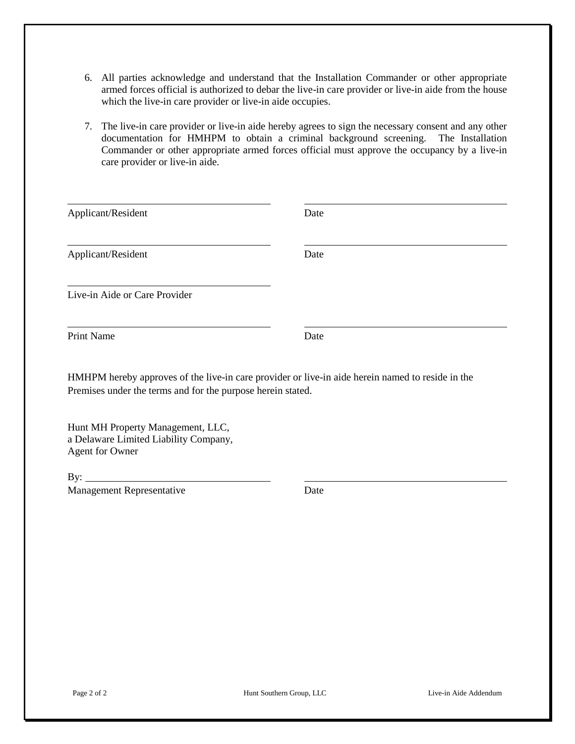6. All parties acknowledge and understand that the Installation Commander or other appropriate armed forces official is authorized to debar the live-in care provider or live-in aide from the house which the live-in care provider or live-in aide occupies.

7. The live-in care provider or live-in aide hereby agrees to sign the necessary consent and any other documentation for HMHPM to obtain a criminal background screening. The Installation Commander or other appropriate armed forces official must approve the occupancy by a live-in care provider or live-in aide.

| | |
|---|---|
| \_\_\_\_\_\_\_\_\_\_\_\_\_\_\_\_\_\_\_\_\_\_\_\_\_\_\_\_ | \_\_\_\_\_\_\_\_\_\_\_\_\_\_\_\_\_\_\_\_\_\_\_\_\_\_\_\_ |
| Applicant/Resident | Date |
| \_\_\_\_\_\_\_\_\_\_\_\_\_\_\_\_\_\_\_\_\_\_\_\_\_\_\_\_ | \_\_\_\_\_\_\_\_\_\_\_\_\_\_\_\_\_\_\_\_\_\_\_\_\_\_\_\_ |
| Applicant/Resident | Date |
| \_\_\_\_\_\_\_\_\_\_\_\_\_\_\_\_\_\_\_\_\_\_\_\_\_\_\_\_ | |
| Live-in Aide or Care Provider | |
| \_\_\_\_\_\_\_\_\_\_\_\_\_\_\_\_\_\_\_\_\_\_\_\_\_\_\_\_ | \_\_\_\_\_\_\_\_\_\_\_\_\_\_\_\_\_\_\_\_\_\_\_\_\_\_\_\_ |
| Print Name | Date |

HMHPM hereby approves of the live-in care provider or live-in aide herein named to reside in the Premises under the terms and for the purpose herein stated.

Hunt MH Property Management, LLC,
a Delaware Limited Liability Company,
Agent for Owner

| | |
|---|---|
| By: \_\_\_\_\_\_\_\_\_\_\_\_\_\_\_\_\_\_\_\_\_\_\_\_\_\_\_\_ | \_\_\_\_\_\_\_\_\_\_\_\_\_\_\_\_\_\_\_\_\_\_\_\_\_\_\_\_ |
| Management Representative | Date |